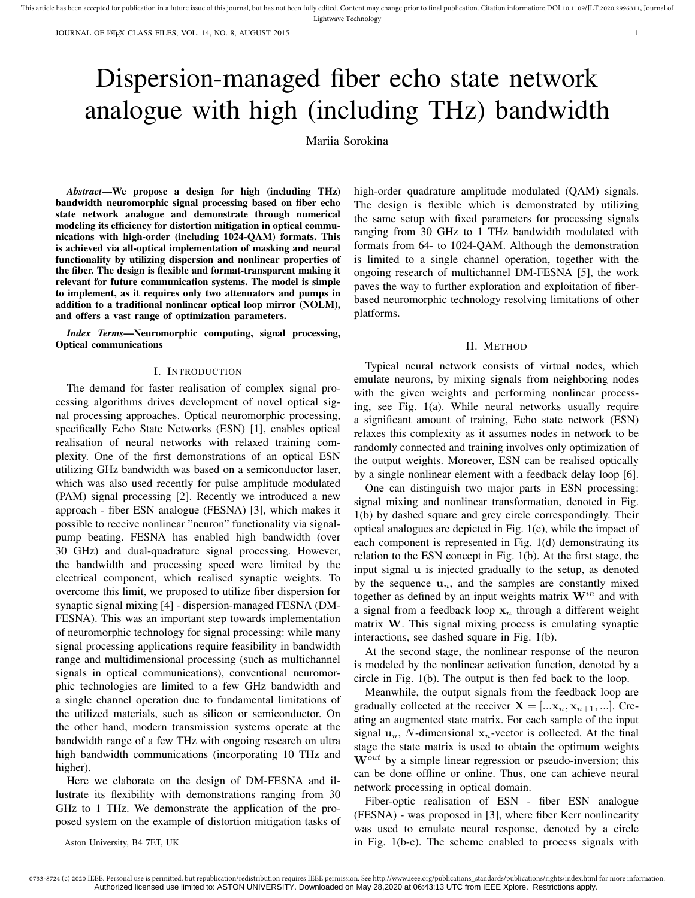# Dispersion-managed fiber echo state network analogue with high (including THz) bandwidth

Mariia Sorokina

***Abstract*—We propose a design for high (including THz) bandwidth neuromorphic signal processing based on fiber echo state network analogue and demonstrate through numerical modeling its efficiency for distortion mitigation in optical communications with high-order (including 1024-QAM) formats. This is achieved via all-optical implementation of masking and neural functionality by utilizing dispersion and nonlinear properties of the fiber. The design is flexible and format-transparent making it relevant for future communication systems. The model is simple to implement, as it requires only two attenuators and pumps in addition to a traditional nonlinear optical loop mirror (NOLM), and offers a vast range of optimization parameters.**

***Index Terms*—Neuromorphic computing, signal processing, Optical communications**

## I. Introduction

The demand for faster realisation of complex signal processing algorithms drives development of novel optical signal processing approaches. Optical neuromorphic processing, specifically Echo State Networks (ESN) [1], enables optical realisation of neural networks with relaxed training complexity. One of the first demonstrations of an optical ESN utilizing GHz bandwidth was based on a semiconductor laser, which was also used recently for pulse amplitude modulated (PAM) signal processing [2]. Recently we introduced a new approach - fiber ESN analogue (FESNA) [3], which makes it possible to receive nonlinear "neuron" functionality via signal-pump beating. FESNA has enabled high bandwidth (over 30 GHz) and dual-quadrature signal processing. However, the bandwidth and processing speed were limited by the electrical component, which realised synaptic weights. To overcome this limit, we proposed to utilize fiber dispersion for synaptic signal mixing [4] - dispersion-managed FESNA (DM-FESNA). This was an important step towards implementation of neuromorphic technology for signal processing: while many signal processing applications require feasibility in bandwidth range and multidimensional processing (such as multichannel signals in optical communications), conventional neuromorphic technologies are limited to a few GHz bandwidth and a single channel operation due to fundamental limitations of the utilized materials, such as silicon or semiconductor. On the other hand, modern transmission systems operate at the bandwidth range of a few THz with ongoing research on ultra high bandwidth communications (incorporating 10 THz and higher).

Here we elaborate on the design of DM-FESNA and illustrate its flexibility with demonstrations ranging from 30 GHz to 1 THz. We demonstrate the application of the proposed system on the example of distortion mitigation tasks of high-order quadrature amplitude modulated (QAM) signals. The design is flexible which is demonstrated by utilizing the same setup with fixed parameters for processing signals ranging from 30 GHz to 1 THz bandwidth modulated with formats from 64- to 1024-QAM. Although the demonstration is limited to a single channel operation, together with the ongoing research of multichannel DM-FESNA [5], the work paves the way to further exploration and exploitation of fiber-based neuromorphic technology resolving limitations of other platforms.

Aston University, B4 7ET, UK

## II. Method

Typical neural network consists of virtual nodes, which emulate neurons, by mixing signals from neighboring nodes with the given weights and performing nonlinear processing, see Fig. 1(a). While neural networks usually require a significant amount of training, Echo state network (ESN) relaxes this complexity as it assumes nodes in network to be randomly connected and training involves only optimization of the output weights. Moreover, ESN can be realised optically by a single nonlinear element with a feedback delay loop [6].

One can distinguish two major parts in ESN processing: signal mixing and nonlinear transformation, denoted in Fig. 1(b) by dashed square and grey circle correspondingly. Their optical analogues are depicted in Fig. 1(c), while the impact of each component is represented in Fig. 1(d) demonstrating its relation to the ESN concept in Fig. 1(b). At the first stage, the input signal $\mathbf{u}$ is injected gradually to the setup, as denoted by the sequence $\mathbf{u}_n$, and the samples are constantly mixed together as defined by an input weights matrix $\mathbf{W}^{in}$ and with a signal from a feedback loop $\mathbf{x}_n$ through a different weight matrix $\mathbf{W}$. This signal mixing process is emulating synaptic interactions, see dashed square in Fig. 1(b).

At the second stage, the nonlinear response of the neuron is modeled by the nonlinear activation function, denoted by a circle in Fig. 1(b). The output is then fed back to the loop.

Meanwhile, the output signals from the feedback loop are gradually collected at the receiver $\mathbf{X} = [...\mathbf{x}_n, \mathbf{x}_{n+1}, ...]$. Creating an augmented state matrix. For each sample of the input signal $\mathbf{u}_n$, $N$-dimensional $\mathbf{x}_n$-vector is collected. At the final stage the state matrix is used to obtain the optimum weights $\mathbf{W}^{out}$ by a simple linear regression or pseudo-inversion; this can be done offline or online. Thus, one can achieve neural network processing in optical domain.

Fiber-optic realisation of ESN - fiber ESN analogue (FESNA) - was proposed in [3], where fiber Kerr nonlinearity was used to emulate neural response, denoted by a circle in Fig. 1(b-c). The scheme enabled to process signals with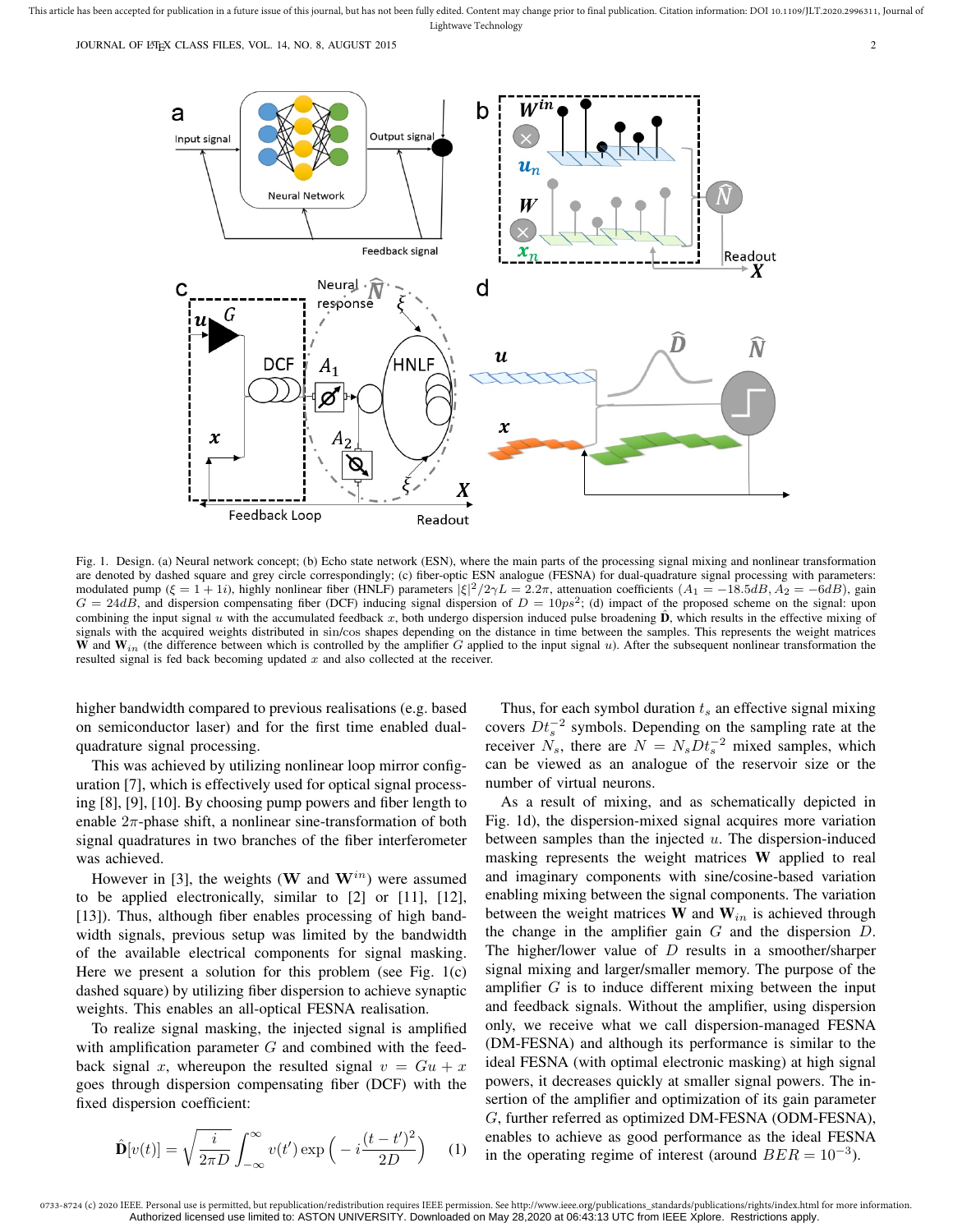Fig. 1. Design. (a) Neural network concept; (b) Echo state network (ESN), where the main parts of the processing signal mixing and nonlinear transformation are denoted by dashed square and grey circle correspondingly; (c) fiber-optic ESN analogue (FESNA) for dual-quadrature signal processing with parameters: modulated pump ($\xi = 1 + 1i$), highly nonlinear fiber (HNLF) parameters $|\xi|^2/2\gamma L = 2.2\pi$, attenuation coefficients ($A_1 = -18.5dB, A_2 = -6dB$), gain $G = 24dB$, and dispersion compensating fiber (DCF) inducing signal dispersion of $D = 10ps^2$; (d) impact of the proposed scheme on the signal: upon combining the input signal $u$ with the accumulated feedback $x$, both undergo dispersion induced pulse broadening $\hat{\mathbf{D}}$, which results in the effective mixing of signals with the acquired weights distributed in sin/cos shapes depending on the distance in time between the samples. This represents the weight matrices $\mathbf{W}$ and $\mathbf{W}_{in}$ (the difference between which is controlled by the amplifier $G$ applied to the input signal $u$). After the subsequent nonlinear transformation the resulted signal is fed back becoming updated $x$ and also collected at the receiver.

higher bandwidth compared to previous realisations (e.g. based on semiconductor laser) and for the first time enabled dual-quadrature signal processing.

This was achieved by utilizing nonlinear loop mirror configuration [7], which is effectively used for optical signal processing [8], [9], [10]. By choosing pump powers and fiber length to enable $2\pi$-phase shift, a nonlinear sine-transformation of both signal quadratures in two branches of the fiber interferometer was achieved.

However in [3], the weights ($\mathbf{W}$ and $\mathbf{W}^{in}$) were assumed to be applied electronically, similar to [2] or [11], [12], [13]). Thus, although fiber enables processing of high bandwidth signals, previous setup was limited by the bandwidth of the available electrical components for signal masking. Here we present a solution for this problem (see Fig. 1(c) dashed square) by utilizing fiber dispersion to achieve synaptic weights. This enables an all-optical FESNA realisation.

To realize signal masking, the injected signal is amplified with amplification parameter $G$ and combined with the feedback signal $x$, whereupon the resulted signal $v = Gu + x$ goes through dispersion compensating fiber (DCF) with the fixed dispersion coefficient:

$$\hat{\mathbf{D}}[v(t)] = \sqrt{\frac{i}{2\pi D}} \int_{-\infty}^{\infty} v(t') \exp\left(-i\frac{(t-t')^2}{2D}\right) \quad (1)$$

Thus, for each symbol duration $t_s$ an effective signal mixing covers $Dt_s^{-2}$ symbols. Depending on the sampling rate at the receiver $N_s$, there are $N = N_s Dt_s^{-2}$ mixed samples, which can be viewed as an analogue of the reservoir size or the number of virtual neurons.

As a result of mixing, and as schematically depicted in Fig. 1d), the dispersion-mixed signal acquires more variation between samples than the injected $u$. The dispersion-induced masking represents the weight matrices $\mathbf{W}$ applied to real and imaginary components with sine/cosine-based variation enabling mixing between the signal components. The variation between the weight matrices $\mathbf{W}$ and $\mathbf{W}_{in}$ is achieved through the change in the amplifier gain $G$ and the dispersion $D$. The higher/lower value of $D$ results in a smoother/sharper signal mixing and larger/smaller memory. The purpose of the amplifier $G$ is to induce different mixing between the input and feedback signals. Without the amplifier, using dispersion only, we receive what we call dispersion-managed FESNA (DM-FESNA) and although its performance is similar to the ideal FESNA (with optimal electronic masking) at high signal powers, it decreases quickly at smaller signal powers. The insertion of the amplifier and optimization of its gain parameter $G$, further referred as optimized DM-FESNA (ODM-FESNA), enables to achieve as good performance as the ideal FESNA in the operating regime of interest (around $BER = 10^{-3}$).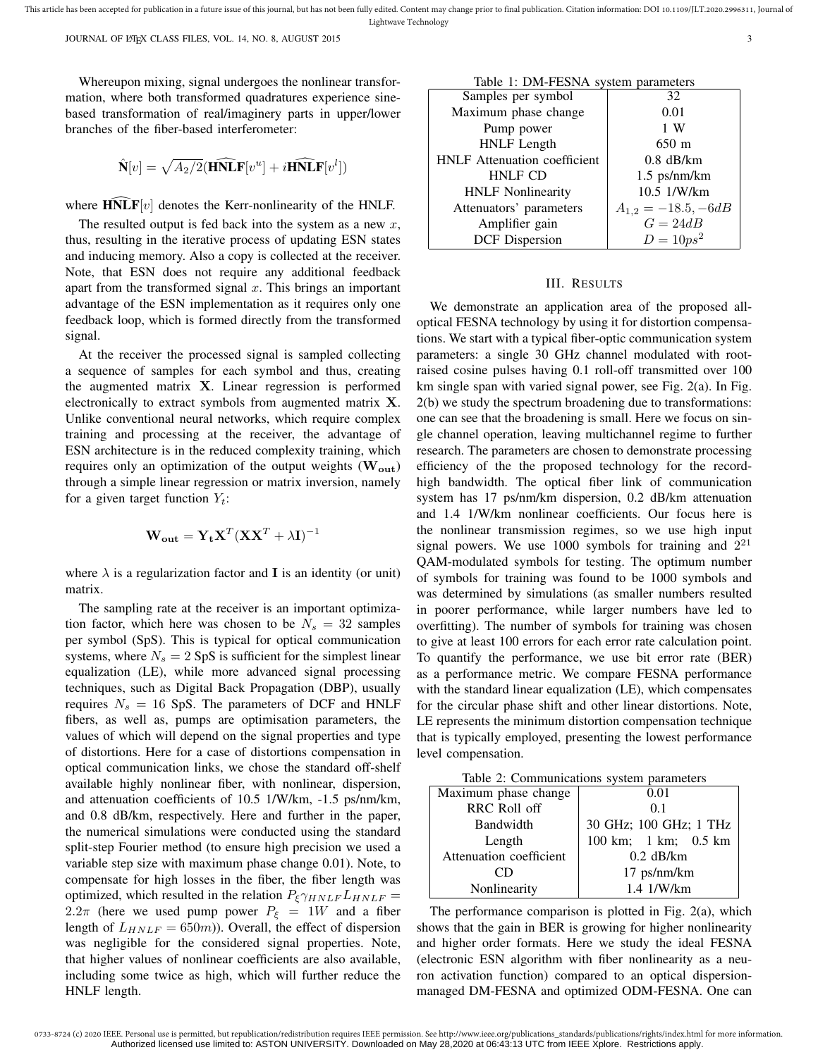Whereupon mixing, signal undergoes the nonlinear transformation, where both transformed quadratures experience sine-based transformation of real/imaginery parts in upper/lower branches of the fiber-based interferometer:

$$\hat{\mathbf{N}}[v] = \sqrt{A_2/2}(\widehat{\mathbf{HNLF}}[v^u] + i\widehat{\mathbf{HNLF}}[v^l])$$

where $\widehat{\mathbf{HNLF}}[v]$ denotes the Kerr-nonlinearity of the HNLF.

The resulted output is fed back into the system as a new $x$, thus, resulting in the iterative process of updating ESN states and inducing memory. Also a copy is collected at the receiver. Note, that ESN does not require any additional feedback apart from the transformed signal $x$. This brings an important advantage of the ESN implementation as it requires only one feedback loop, which is formed directly from the transformed signal.

At the receiver the processed signal is sampled collecting a sequence of samples for each symbol and thus, creating the augmented matrix $\mathbf{X}$. Linear regression is performed electronically to extract symbols from augmented matrix $\mathbf{X}$. Unlike conventional neural networks, which require complex training and processing at the receiver, the advantage of ESN architecture is in the reduced complexity training, which requires only an optimization of the output weights ($\mathbf{W_{out}}$) through a simple linear regression or matrix inversion, namely for a given target function $Y_t$:

$$\mathbf{W_{out}} = \mathbf{Y_t}\mathbf{X}^T(\mathbf{X}\mathbf{X}^T + \lambda\mathbf{I})^{-1}$$

where $\lambda$ is a regularization factor and $\mathbf{I}$ is an identity (or unit) matrix.

The sampling rate at the receiver is an important optimization factor, which here was chosen to be $N_s = 32$ samples per symbol (SpS). This is typical for optical communication systems, where $N_s = 2$ SpS is sufficient for the simplest linear equalization (LE), while more advanced signal processing techniques, such as Digital Back Propagation (DBP), usually requires $N_s = 16$ SpS. The parameters of DCF and HNLF fibers, as well as, pumps are optimisation parameters, the values of which will depend on the signal properties and type of distortions. Here for a case of distortions compensation in optical communication links, we chose the standard off-shelf available highly nonlinear fiber, with nonlinear, dispersion, and attenuation coefficients of 10.5 1/W/km, -1.5 ps/nm/km, and 0.8 dB/km, respectively. Here and further in the paper, the numerical simulations were conducted using the standard split-step Fourier method (to ensure high precision we used a variable step size with maximum phase change 0.01). Note, to compensate for high losses in the fiber, the fiber length was optimized, which resulted in the relation $P_\xi \gamma_{HNLF} L_{HNLF} = 2.2\pi$ (here we used pump power $P_\xi = 1W$ and a fiber length of $L_{HNLF} = 650m$)). Overall, the effect of dispersion was negligible for the considered signal properties. Note, that higher values of nonlinear coefficients are also available, including some twice as high, which will further reduce the HNLF length.

Table 1: DM-FESNA system parameters

| | |
|---|---|
| Samples per symbol | 32 |
| Maximum phase change | 0.01 |
| Pump power | 1 W |
| HNLF Length | 650 m |
| HNLF Attenuation coefficient | 0.8 dB/km |
| HNLF CD | 1.5 ps/nm/km |
| HNLF Nonlinearity | 10.5 1/W/km |
| Attenuators' parameters | $A_{1,2} = -18.5, -6dB$ |
| Amplifier gain | $G = 24dB$ |
| DCF Dispersion | $D = 10ps^2$ |

## III. Results

We demonstrate an application area of the proposed all-optical FESNA technology by using it for distortion compensations. We start with a typical fiber-optic communication system parameters: a single 30 GHz channel modulated with root-raised cosine pulses having 0.1 roll-off transmitted over 100 km single span with varied signal power, see Fig. 2(a). In Fig. 2(b) we study the spectrum broadening due to transformations: one can see that the broadening is small. Here we focus on single channel operation, leaving multichannel regime to further research. The parameters are chosen to demonstrate processing efficiency of the the proposed technology for the record-high bandwidth. The optical fiber link of communication system has 17 ps/nm/km dispersion, 0.2 dB/km attenuation and 1.4 1/W/km nonlinear coefficients. Our focus here is the nonlinear transmission regimes, so we use high input signal powers. We use 1000 symbols for training and $2^{21}$ QAM-modulated symbols for testing. The optimum number of symbols for training was found to be 1000 symbols and was determined by simulations (as smaller numbers resulted in poorer performance, while larger numbers have led to overfitting). The number of symbols for training was chosen to give at least 100 errors for each error rate calculation point. To quantify the performance, we use bit error rate (BER) as a performance metric. We compare FESNA performance with the standard linear equalization (LE), which compensates for the circular phase shift and other linear distortions. Note, LE represents the minimum distortion compensation technique that is typically employed, presenting the lowest performance level compensation.

Table 2: Communications system parameters

| | |
|---|---|
| Maximum phase change | 0.01 |
| RRC Roll off | 0.1 |
| Bandwidth | 30 GHz; 100 GHz; 1 THz |
| Length | 100 km; 1 km; 0.5 km |
| Attenuation coefficient | 0.2 dB/km |
| CD | 17 ps/nm/km |
| Nonlinearity | 1.4 1/W/km |

The performance comparison is plotted in Fig. 2(a), which shows that the gain in BER is growing for higher nonlinearity and higher order formats. Here we study the ideal FESNA (electronic ESN algorithm with fiber nonlinearity as a neuron activation function) compared to an optical dispersion-managed DM-FESNA and optimized ODM-FESNA. One can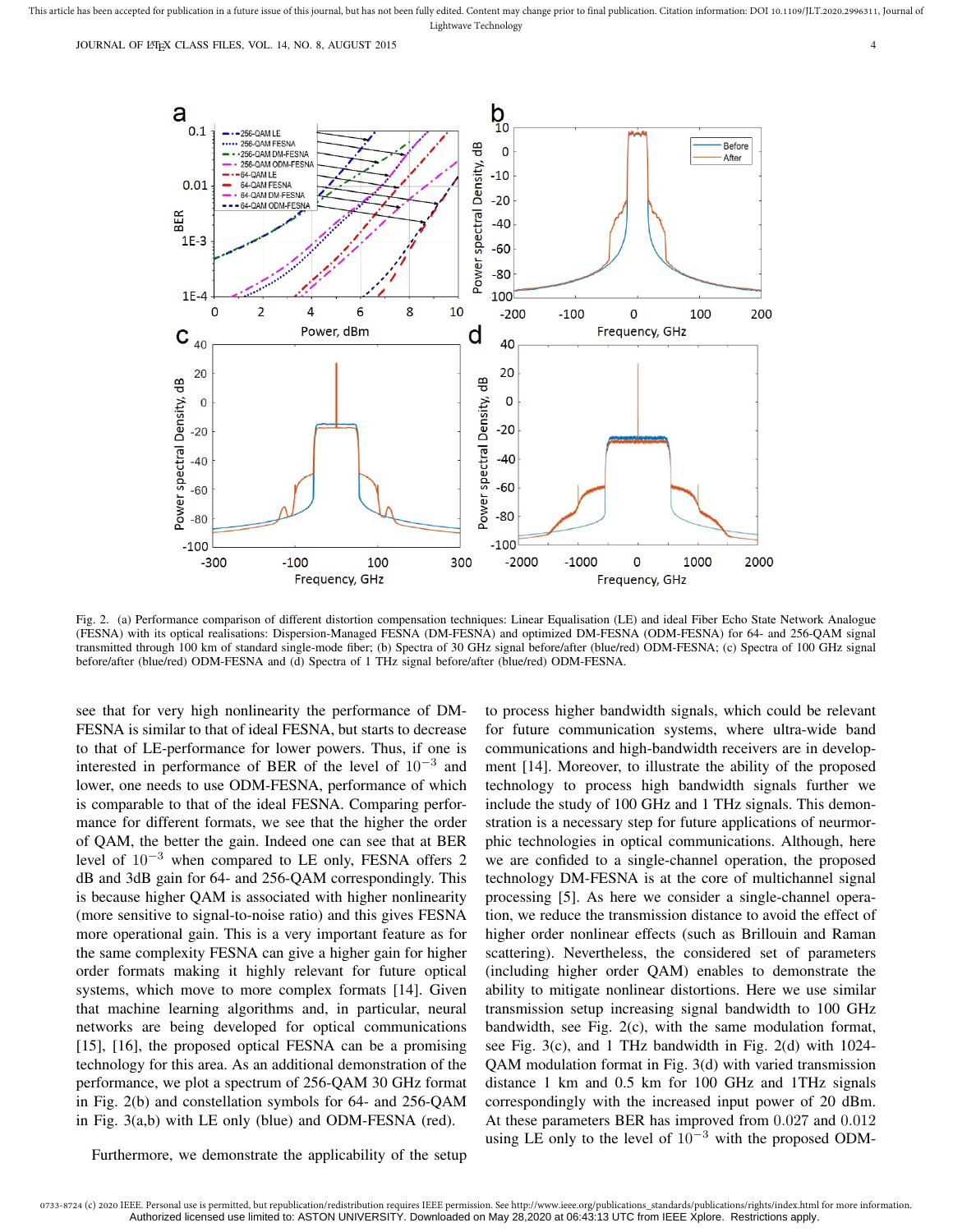Fig. 2. (a) Performance comparison of different distortion compensation techniques: Linear Equalisation (LE) and ideal Fiber Echo State Network Analogue (FESNA) with its optical realisations: Dispersion-Managed FESNA (DM-FESNA) and optimized DM-FESNA (ODM-FESNA) for 64- and 256-QAM signal transmitted through 100 km of standard single-mode fiber; (b) Spectra of 30 GHz signal before/after (blue/red) ODM-FESNA; (c) Spectra of 100 GHz signal before/after (blue/red) ODM-FESNA and (d) Spectra of 1 THz signal before/after (blue/red) ODM-FESNA.

see that for very high nonlinearity the performance of DM-FESNA is similar to that of ideal FESNA, but starts to decrease to that of LE-performance for lower powers. Thus, if one is interested in performance of BER of the level of $10^{-3}$ and lower, one needs to use ODM-FESNA, performance of which is comparable to that of the ideal FESNA. Comparing performance for different formats, we see that the higher the order of QAM, the better the gain. Indeed one can see that at BER level of $10^{-3}$ when compared to LE only, FESNA offers 2 dB and 3dB gain for 64- and 256-QAM correspondingly. This is because higher QAM is associated with higher nonlinearity (more sensitive to signal-to-noise ratio) and this gives FESNA more operational gain. This is a very important feature as for the same complexity FESNA can give a higher gain for higher order formats making it highly relevant for future optical systems, which move to more complex formats [14]. Given that machine learning algorithms and, in particular, neural networks are being developed for optical communications [15], [16], the proposed optical FESNA can be a promising technology for this area. As an additional demonstration of the performance, we plot a spectrum of 256-QAM 30 GHz format in Fig. 2(b) and constellation symbols for 64- and 256-QAM in Fig. 3(a,b) with LE only (blue) and ODM-FESNA (red).

Furthermore, we demonstrate the applicability of the setup to process higher bandwidth signals, which could be relevant for future communication systems, where ultra-wide band communications and high-bandwidth receivers are in development [14]. Moreover, to illustrate the ability of the proposed technology to process high bandwidth signals further we include the study of 100 GHz and 1 THz signals. This demonstration is a necessary step for future applications of neurmorphic technologies in optical communications. Although, here we are confided to a single-channel operation, the proposed technology DM-FESNA is at the core of multichannel signal processing [5]. As here we consider a single-channel operation, we reduce the transmission distance to avoid the effect of higher order nonlinear effects (such as Brillouin and Raman scattering). Nevertheless, the considered set of parameters (including higher order QAM) enables to demonstrate the ability to mitigate nonlinear distortions. Here we use similar transmission setup increasing signal bandwidth to 100 GHz bandwidth, see Fig. 2(c), with the same modulation format, see Fig. 3(c), and 1 THz bandwidth in Fig. 2(d) with 1024-QAM modulation format in Fig. 3(d) with varied transmission distance 1 km and 0.5 km for 100 GHz and 1THz signals correspondingly with the increased input power of 20 dBm. At these parameters BER has improved from 0.027 and 0.012 using LE only to the level of $10^{-3}$ with the proposed ODM-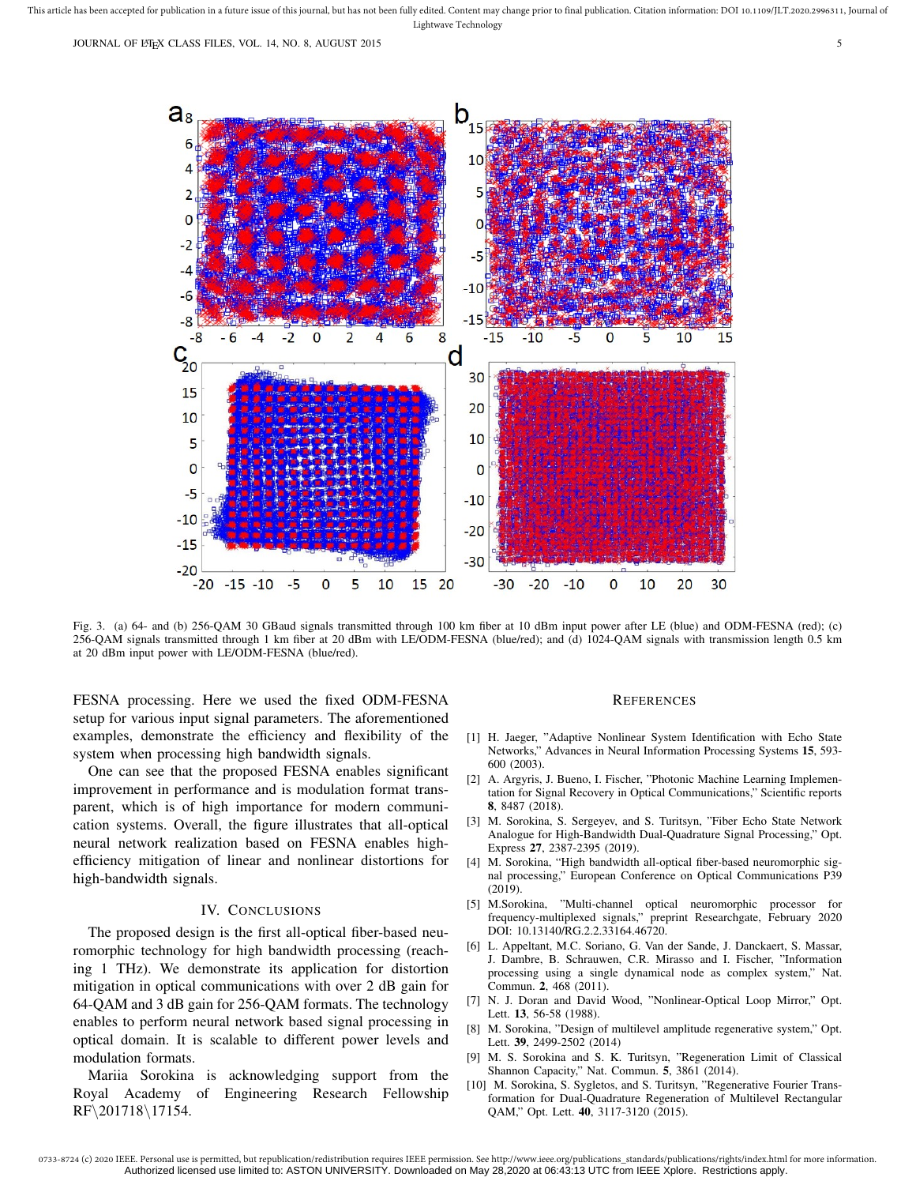Fig. 3. (a) 64- and (b) 256-QAM 30 GBaud signals transmitted through 100 km fiber at 10 dBm input power after LE (blue) and ODM-FESNA (red); (c) 256-QAM signals transmitted through 1 km fiber at 20 dBm with LE/ODM-FESNA (blue/red); and (d) 1024-QAM signals with transmission length 0.5 km at 20 dBm input power with LE/ODM-FESNA (blue/red).

FESNA processing. Here we used the fixed ODM-FESNA setup for various input signal parameters. The aforementioned examples, demonstrate the efficiency and flexibility of the system when processing high bandwidth signals.

One can see that the proposed FESNA enables significant improvement in performance and is modulation format transparent, which is of high importance for modern communication systems. Overall, the figure illustrates that all-optical neural network realization based on FESNA enables high-efficiency mitigation of linear and nonlinear distortions for high-bandwidth signals.

## IV. Conclusions

The proposed design is the first all-optical fiber-based neuromorphic technology for high bandwidth processing (reaching 1 THz). We demonstrate its application for distortion mitigation in optical communications with over 2 dB gain for 64-QAM and 3 dB gain for 256-QAM formats. The technology enables to perform neural network based signal processing in optical domain. It is scalable to different power levels and modulation formats.

Mariia Sorokina is acknowledging support from the Royal Academy of Engineering Research Fellowship RF\201718\17154.

## References

[1] H. Jaeger, "Adaptive Nonlinear System Identification with Echo State Networks," Advances in Neural Information Processing Systems **15**, 593-600 (2003).

[2] A. Argyris, J. Bueno, I. Fischer, "Photonic Machine Learning Implementation for Signal Recovery in Optical Communications," Scientific reports **8**, 8487 (2018).

[3] M. Sorokina, S. Sergeyev, and S. Turitsyn, "Fiber Echo State Network Analogue for High-Bandwidth Dual-Quadrature Signal Processing," Opt. Express **27**, 2387-2395 (2019).

[4] M. Sorokina, "High bandwidth all-optical fiber-based neuromorphic signal processing," European Conference on Optical Communications P39 (2019).

[5] M.Sorokina, "Multi-channel optical neuromorphic processor for frequency-multiplexed signals," preprint Researchgate, February 2020 DOI: 10.13140/RG.2.2.33164.46720.

[6] L. Appeltant, M.C. Soriano, G. Van der Sande, J. Danckaert, S. Massar, J. Dambre, B. Schrauwen, C.R. Mirasso and I. Fischer, "Information processing using a single dynamical node as complex system," Nat. Commun. **2**, 468 (2011).

[7] N. J. Doran and David Wood, "Nonlinear-Optical Loop Mirror," Opt. Lett. **13**, 56-58 (1988).

[8] M. Sorokina, "Design of multilevel amplitude regenerative system," Opt. Lett. **39**, 2499-2502 (2014)

[9] M. S. Sorokina and S. K. Turitsyn, "Regeneration Limit of Classical Shannon Capacity," Nat. Commun. **5**, 3861 (2014).

[10] M. Sorokina, S. Sygletos, and S. Turitsyn, "Regenerative Fourier Transformation for Dual-Quadrature Regeneration of Multilevel Rectangular QAM," Opt. Lett. **40**, 3117-3120 (2015).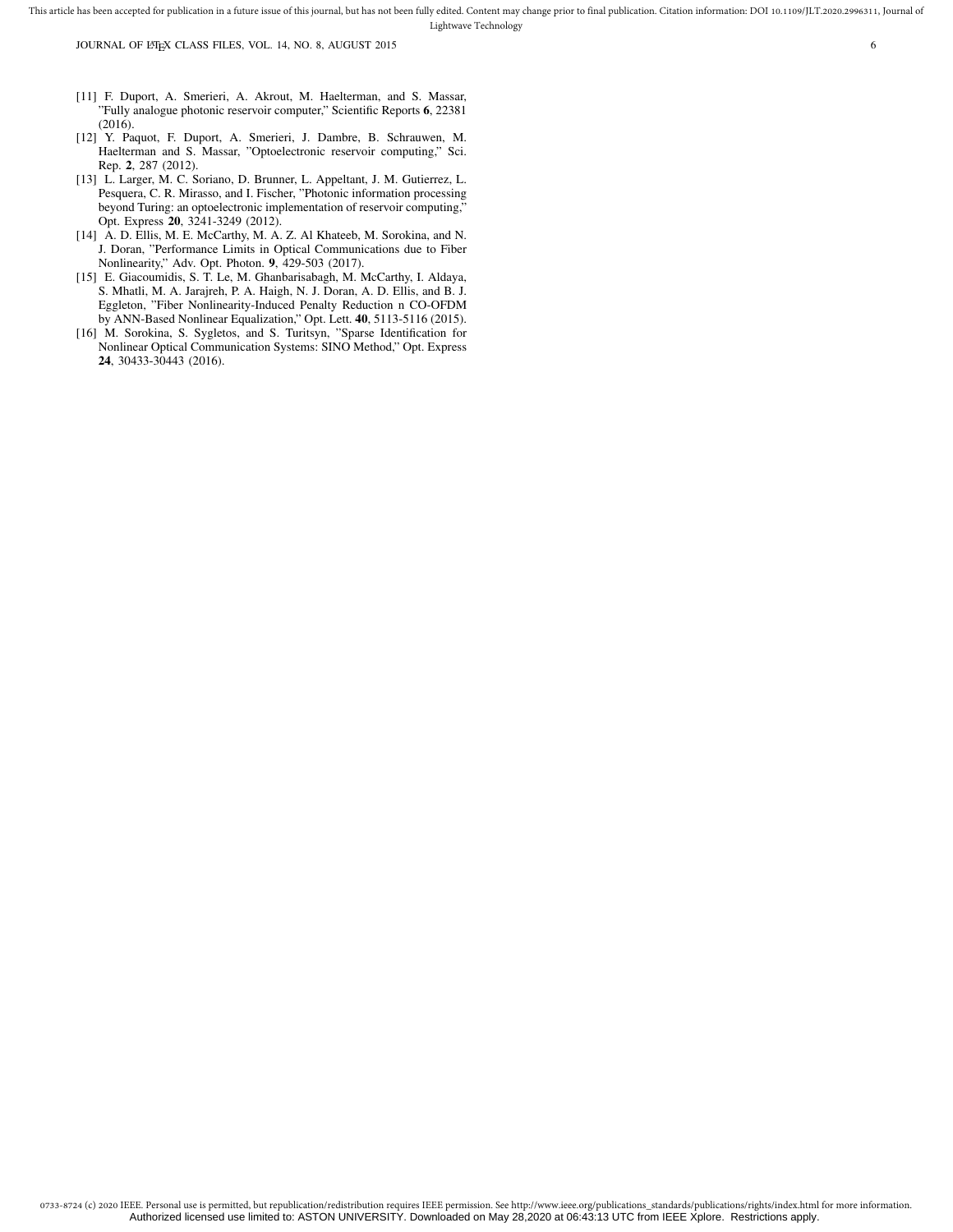[11] F. Duport, A. Smerieri, A. Akrout, M. Haelterman, and S. Massar, "Fully analogue photonic reservoir computer," Scientific Reports **6**, 22381 (2016).

[12] Y. Paquot, F. Duport, A. Smerieri, J. Dambre, B. Schrauwen, M. Haelterman and S. Massar, "Optoelectronic reservoir computing," Sci. Rep. **2**, 287 (2012).

[13] L. Larger, M. C. Soriano, D. Brunner, L. Appeltant, J. M. Gutierrez, L. Pesquera, C. R. Mirasso, and I. Fischer, "Photonic information processing beyond Turing: an optoelectronic implementation of reservoir computing," Opt. Express **20**, 3241-3249 (2012).

[14] A. D. Ellis, M. E. McCarthy, M. A. Z. Al Khateeb, M. Sorokina, and N. J. Doran, "Performance Limits in Optical Communications due to Fiber Nonlinearity," Adv. Opt. Photon. **9**, 429-503 (2017).

[15] E. Giacoumidis, S. T. Le, M. Ghanbarisabagh, M. McCarthy, I. Aldaya, S. Mhatli, M. A. Jarajreh, P. A. Haigh, N. J. Doran, A. D. Ellis, and B. J. Eggleton, "Fiber Nonlinearity-Induced Penalty Reduction n CO-OFDM by ANN-Based Nonlinear Equalization," Opt. Lett. **40**, 5113-5116 (2015).

[16] M. Sorokina, S. Sygletos, and S. Turitsyn, "Sparse Identification for Nonlinear Optical Communication Systems: SINO Method," Opt. Express **24**, 30433-30443 (2016).